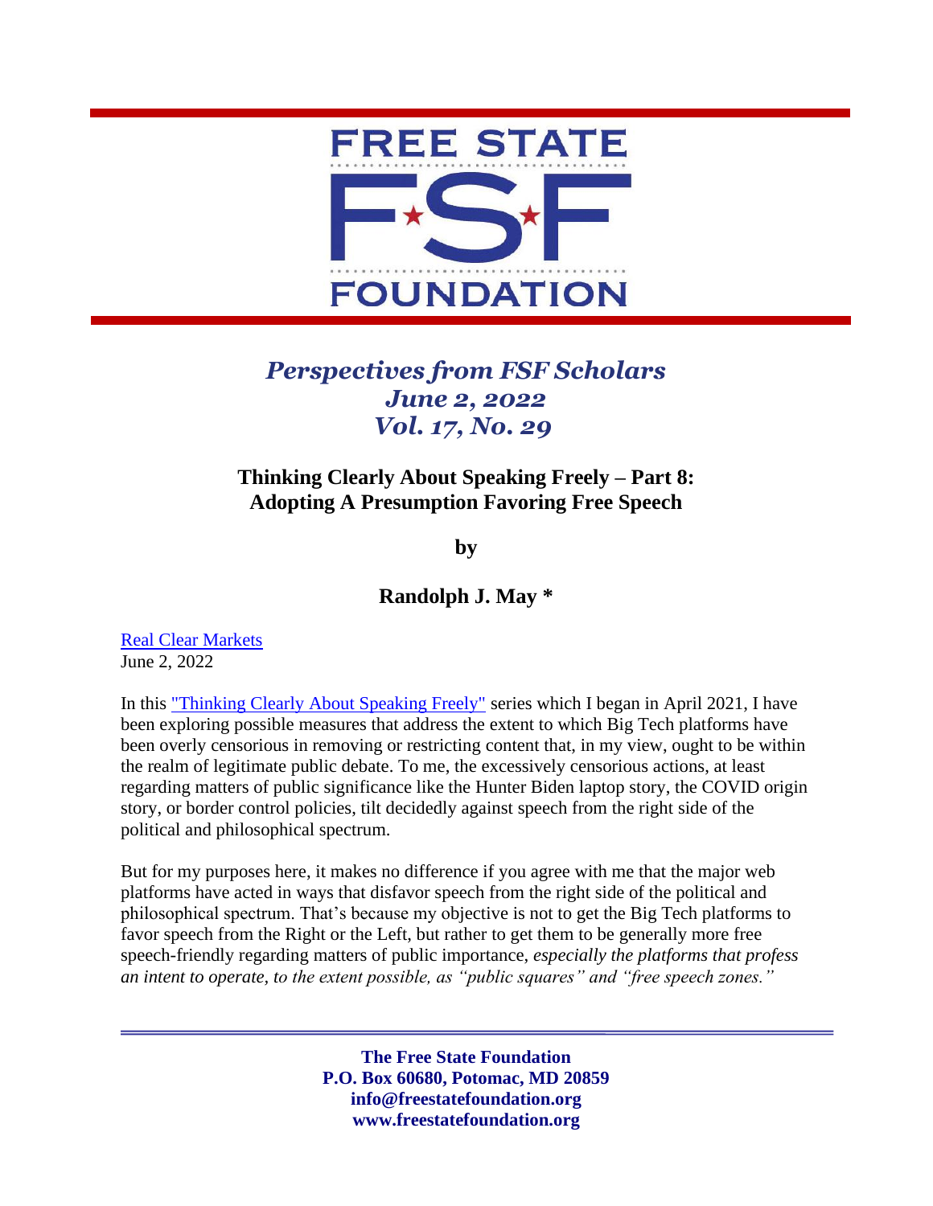# FREE STATE FSF FOUNDATION

*Perspectives from FSF Scholars*
*June 2, 2022*
*Vol. 17, No. 29*

## Thinking Clearly About Speaking Freely – Part 8: Adopting A Presumption Favoring Free Speech

**by**

**Randolph J. May \***

[Real Clear Markets](#)
June 2, 2022

In this ["Thinking Clearly About Speaking Freely"](#) series which I began in April 2021, I have been exploring possible measures that address the extent to which Big Tech platforms have been overly censorious in removing or restricting content that, in my view, ought to be within the realm of legitimate public debate. To me, the excessively censorious actions, at least regarding matters of public significance like the Hunter Biden laptop story, the COVID origin story, or border control policies, tilt decidedly against speech from the right side of the political and philosophical spectrum.

But for my purposes here, it makes no difference if you agree with me that the major web platforms have acted in ways that disfavor speech from the right side of the political and philosophical spectrum. That's because my objective is not to get the Big Tech platforms to favor speech from the Right or the Left, but rather to get them to be generally more free speech-friendly regarding matters of public importance, *especially the platforms that profess an intent to operate, to the extent possible, as "public squares" and "free speech zones."*

**The Free State Foundation**
**P.O. Box 60680, Potomac, MD 20859**
**info@freestatefoundation.org**
**www.freestatefoundation.org**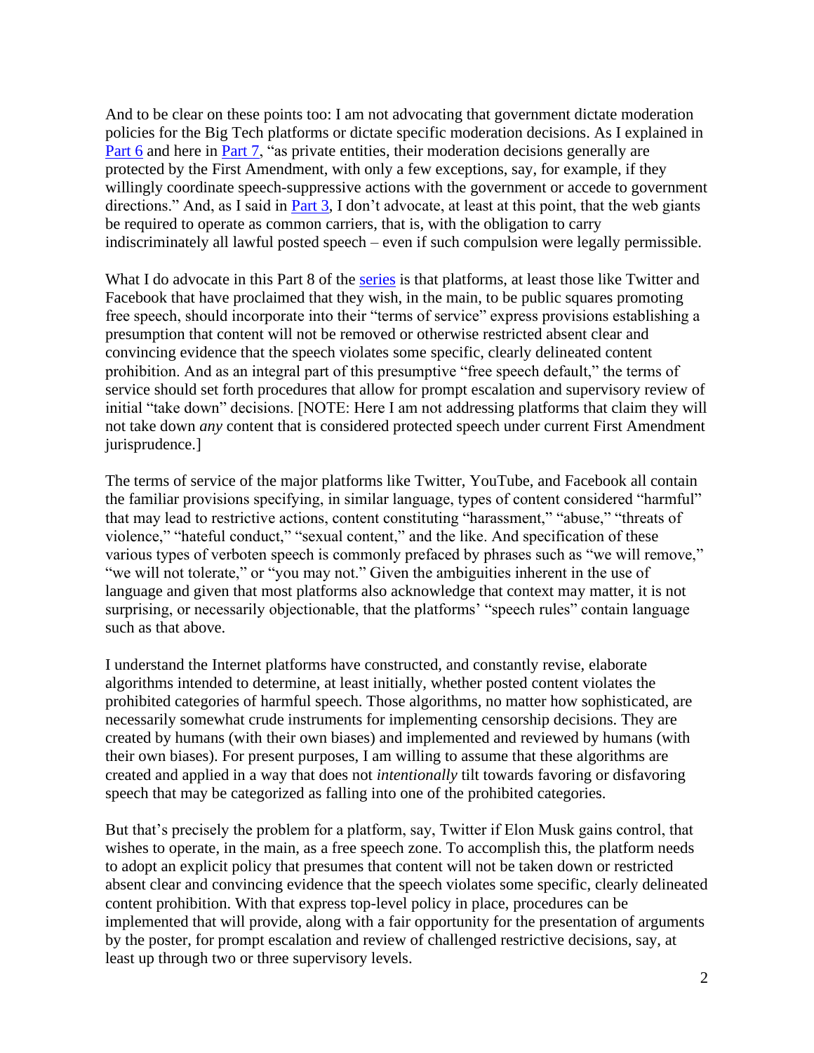And to be clear on these points too: I am not advocating that government dictate moderation policies for the Big Tech platforms or dictate specific moderation decisions. As I explained in Part 6 and here in Part 7, "as private entities, their moderation decisions generally are protected by the First Amendment, with only a few exceptions, say, for example, if they willingly coordinate speech-suppressive actions with the government or accede to government directions." And, as I said in Part 3, I don't advocate, at least at this point, that the web giants be required to operate as common carriers, that is, with the obligation to carry indiscriminately all lawful posted speech – even if such compulsion were legally permissible.

What I do advocate in this Part 8 of the series is that platforms, at least those like Twitter and Facebook that have proclaimed that they wish, in the main, to be public squares promoting free speech, should incorporate into their "terms of service" express provisions establishing a presumption that content will not be removed or otherwise restricted absent clear and convincing evidence that the speech violates some specific, clearly delineated content prohibition. And as an integral part of this presumptive "free speech default," the terms of service should set forth procedures that allow for prompt escalation and supervisory review of initial "take down" decisions. [NOTE: Here I am not addressing platforms that claim they will not take down *any* content that is considered protected speech under current First Amendment jurisprudence.]

The terms of service of the major platforms like Twitter, YouTube, and Facebook all contain the familiar provisions specifying, in similar language, types of content considered "harmful" that may lead to restrictive actions, content constituting "harassment," "abuse," "threats of violence," "hateful conduct," "sexual content," and the like. And specification of these various types of verboten speech is commonly prefaced by phrases such as "we will remove," "we will not tolerate," or "you may not." Given the ambiguities inherent in the use of language and given that most platforms also acknowledge that context may matter, it is not surprising, or necessarily objectionable, that the platforms' "speech rules" contain language such as that above.

I understand the Internet platforms have constructed, and constantly revise, elaborate algorithms intended to determine, at least initially, whether posted content violates the prohibited categories of harmful speech. Those algorithms, no matter how sophisticated, are necessarily somewhat crude instruments for implementing censorship decisions. They are created by humans (with their own biases) and implemented and reviewed by humans (with their own biases). For present purposes, I am willing to assume that these algorithms are created and applied in a way that does not *intentionally* tilt towards favoring or disfavoring speech that may be categorized as falling into one of the prohibited categories.

But that's precisely the problem for a platform, say, Twitter if Elon Musk gains control, that wishes to operate, in the main, as a free speech zone. To accomplish this, the platform needs to adopt an explicit policy that presumes that content will not be taken down or restricted absent clear and convincing evidence that the speech violates some specific, clearly delineated content prohibition. With that express top-level policy in place, procedures can be implemented that will provide, along with a fair opportunity for the presentation of arguments by the poster, for prompt escalation and review of challenged restrictive decisions, say, at least up through two or three supervisory levels.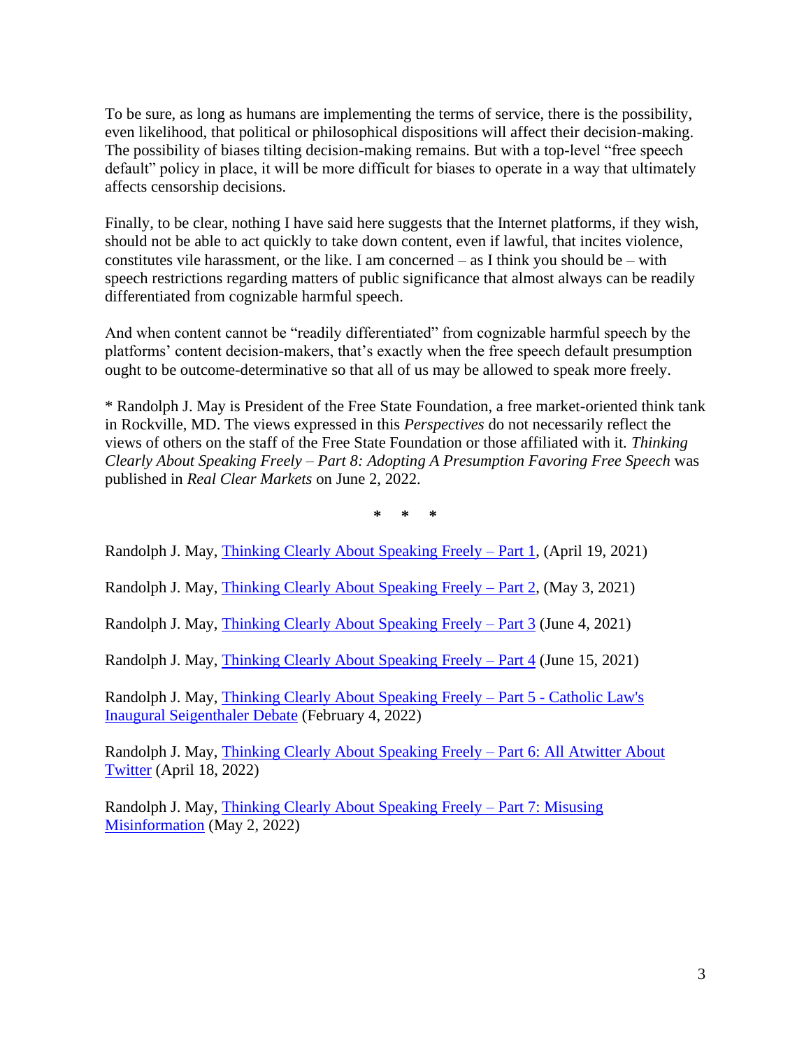To be sure, as long as humans are implementing the terms of service, there is the possibility, even likelihood, that political or philosophical dispositions will affect their decision-making. The possibility of biases tilting decision-making remains. But with a top-level "free speech default" policy in place, it will be more difficult for biases to operate in a way that ultimately affects censorship decisions.

Finally, to be clear, nothing I have said here suggests that the Internet platforms, if they wish, should not be able to act quickly to take down content, even if lawful, that incites violence, constitutes vile harassment, or the like. I am concerned – as I think you should be – with speech restrictions regarding matters of public significance that almost always can be readily differentiated from cognizable harmful speech.

And when content cannot be "readily differentiated" from cognizable harmful speech by the platforms' content decision-makers, that's exactly when the free speech default presumption ought to be outcome-determinative so that all of us may be allowed to speak more freely.

\* Randolph J. May is President of the Free State Foundation, a free market-oriented think tank in Rockville, MD. The views expressed in this *Perspectives* do not necessarily reflect the views of others on the staff of the Free State Foundation or those affiliated with it. *Thinking Clearly About Speaking Freely – Part 8: Adopting A Presumption Favoring Free Speech* was published in *Real Clear Markets* on June 2, 2022.

\* \* \*

Randolph J. May, [Thinking Clearly About Speaking Freely – Part 1](), (April 19, 2021)

Randolph J. May, [Thinking Clearly About Speaking Freely – Part 2](), (May 3, 2021)

Randolph J. May, [Thinking Clearly About Speaking Freely – Part 3]() (June 4, 2021)

Randolph J. May, [Thinking Clearly About Speaking Freely – Part 4]() (June 15, 2021)

Randolph J. May, [Thinking Clearly About Speaking Freely – Part 5 - Catholic Law's Inaugural Seigenthaler Debate]() (February 4, 2022)

Randolph J. May, [Thinking Clearly About Speaking Freely – Part 6: All Atwitter About Twitter]() (April 18, 2022)

Randolph J. May, [Thinking Clearly About Speaking Freely – Part 7: Misusing Misinformation]() (May 2, 2022)